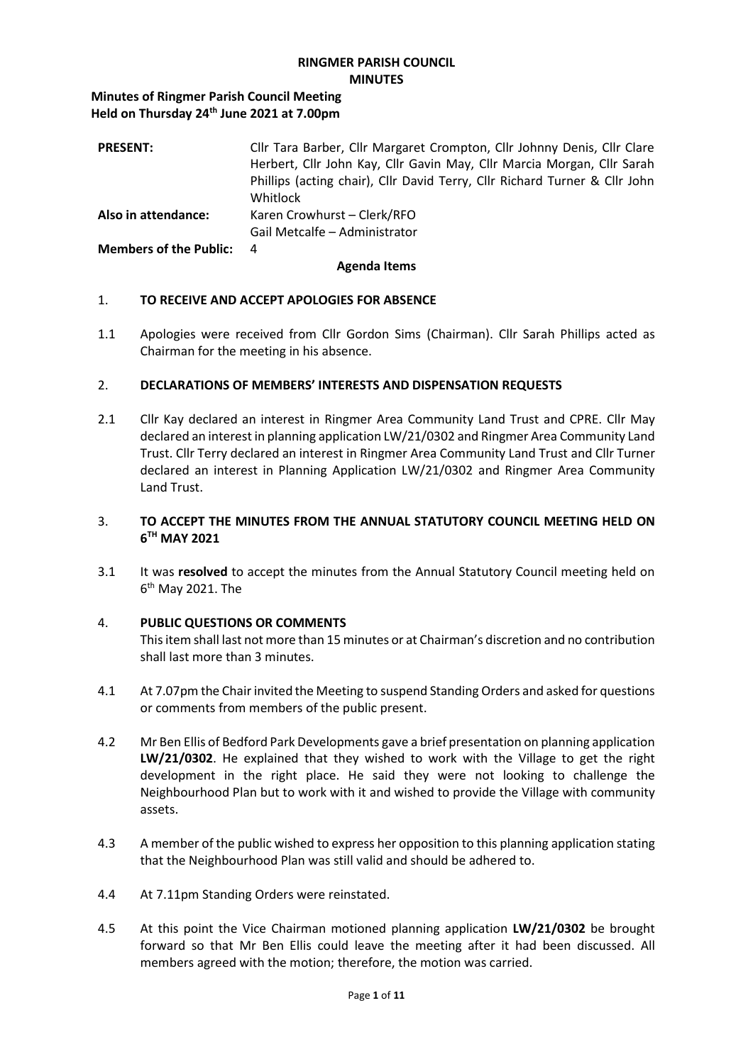# RINGMER PARISH COUNCIL
# MINUTES

**Minutes of Ringmer Parish Council Meeting**
**Held on Thursday 24th June 2021 at 7.00pm**

| | |
|---|---|
| **PRESENT:** | Cllr Tara Barber, Cllr Margaret Crompton, Cllr Johnny Denis, Cllr Clare Herbert, Cllr John Kay, Cllr Gavin May, Cllr Marcia Morgan, Cllr Sarah Phillips (acting chair), Cllr David Terry, Cllr Richard Turner & Cllr John Whitlock |
| **Also in attendance:** | Karen Crowhurst – Clerk/RFO<br>Gail Metcalfe – Administrator |
| **Members of the Public:** | 4 |

**Agenda Items**

1. **TO RECEIVE AND ACCEPT APOLOGIES FOR ABSENCE**

1.1 Apologies were received from Cllr Gordon Sims (Chairman). Cllr Sarah Phillips acted as Chairman for the meeting in his absence.

2. **DECLARATIONS OF MEMBERS' INTERESTS AND DISPENSATION REQUESTS**

2.1 Cllr Kay declared an interest in Ringmer Area Community Land Trust and CPRE. Cllr May declared an interest in planning application LW/21/0302 and Ringmer Area Community Land Trust. Cllr Terry declared an interest in Ringmer Area Community Land Trust and Cllr Turner declared an interest in Planning Application LW/21/0302 and Ringmer Area Community Land Trust.

3. **TO ACCEPT THE MINUTES FROM THE ANNUAL STATUTORY COUNCIL MEETING HELD ON 6TH MAY 2021**

3.1 It was **resolved** to accept the minutes from the Annual Statutory Council meeting held on 6th May 2021. The

4. **PUBLIC QUESTIONS OR COMMENTS**
This item shall last not more than 15 minutes or at Chairman's discretion and no contribution shall last more than 3 minutes.

4.1 At 7.07pm the Chair invited the Meeting to suspend Standing Orders and asked for questions or comments from members of the public present.

4.2 Mr Ben Ellis of Bedford Park Developments gave a brief presentation on planning application **LW/21/0302**. He explained that they wished to work with the Village to get the right development in the right place. He said they were not looking to challenge the Neighbourhood Plan but to work with it and wished to provide the Village with community assets.

4.3 A member of the public wished to express her opposition to this planning application stating that the Neighbourhood Plan was still valid and should be adhered to.

4.4 At 7.11pm Standing Orders were reinstated.

4.5 At this point the Vice Chairman motioned planning application **LW/21/0302** be brought forward so that Mr Ben Ellis could leave the meeting after it had been discussed. All members agreed with the motion; therefore, the motion was carried.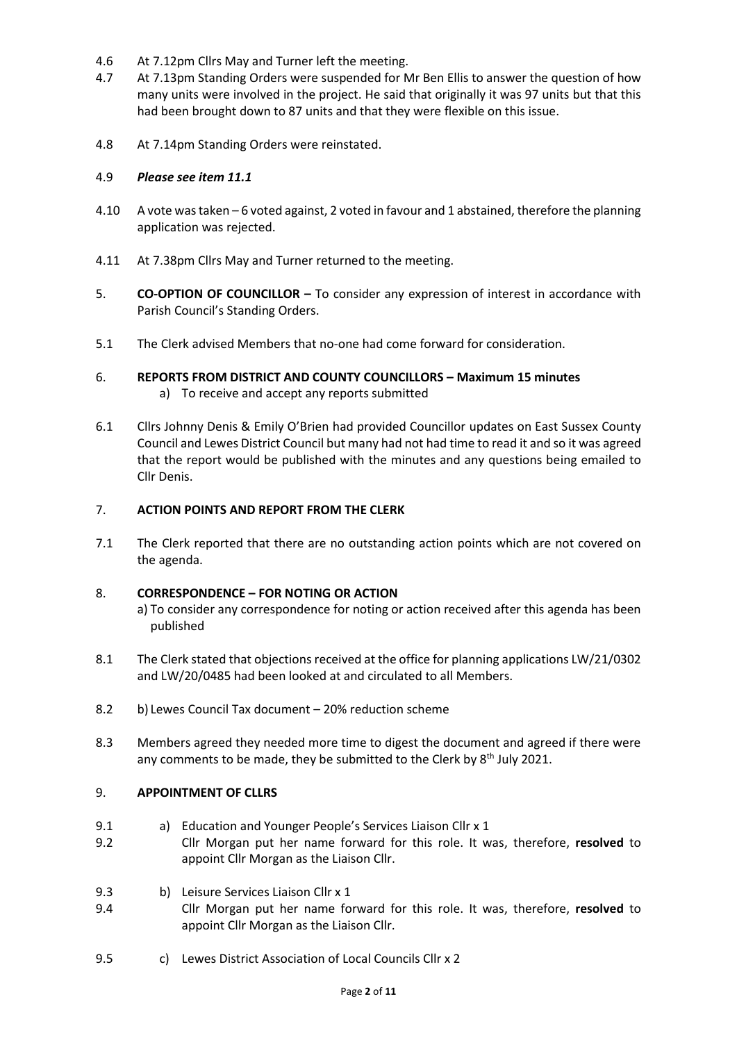4.6 At 7.12pm Cllrs May and Turner left the meeting.

4.7 At 7.13pm Standing Orders were suspended for Mr Ben Ellis to answer the question of how many units were involved in the project. He said that originally it was 97 units but that this had been brought down to 87 units and that they were flexible on this issue.

4.8 At 7.14pm Standing Orders were reinstated.

4.9 ***Please see item 11.1***

4.10 A vote was taken – 6 voted against, 2 voted in favour and 1 abstained, therefore the planning application was rejected.

4.11 At 7.38pm Cllrs May and Turner returned to the meeting.

5. **CO-OPTION OF COUNCILLOR –** To consider any expression of interest in accordance with Parish Council's Standing Orders.

5.1 The Clerk advised Members that no-one had come forward for consideration.

6. **REPORTS FROM DISTRICT AND COUNTY COUNCILLORS – Maximum 15 minutes**
   a) To receive and accept any reports submitted

6.1 Cllrs Johnny Denis & Emily O'Brien had provided Councillor updates on East Sussex County Council and Lewes District Council but many had not had time to read it and so it was agreed that the report would be published with the minutes and any questions being emailed to Cllr Denis.

7. **ACTION POINTS AND REPORT FROM THE CLERK**

7.1 The Clerk reported that there are no outstanding action points which are not covered on the agenda.

8. **CORRESPONDENCE – FOR NOTING OR ACTION**
   a) To consider any correspondence for noting or action received after this agenda has been published

8.1 The Clerk stated that objections received at the office for planning applications LW/21/0302 and LW/20/0485 had been looked at and circulated to all Members.

8.2 b) Lewes Council Tax document – 20% reduction scheme

8.3 Members agreed they needed more time to digest the document and agreed if there were any comments to be made, they be submitted to the Clerk by 8th July 2021.

9. **APPOINTMENT OF CLLRS**

9.1 a) Education and Younger People's Services Liaison Cllr x 1

9.2 Cllr Morgan put her name forward for this role. It was, therefore, **resolved** to appoint Cllr Morgan as the Liaison Cllr.

9.3 b) Leisure Services Liaison Cllr x 1

9.4 Cllr Morgan put her name forward for this role. It was, therefore, **resolved** to appoint Cllr Morgan as the Liaison Cllr.

9.5 c) Lewes District Association of Local Councils Cllr x 2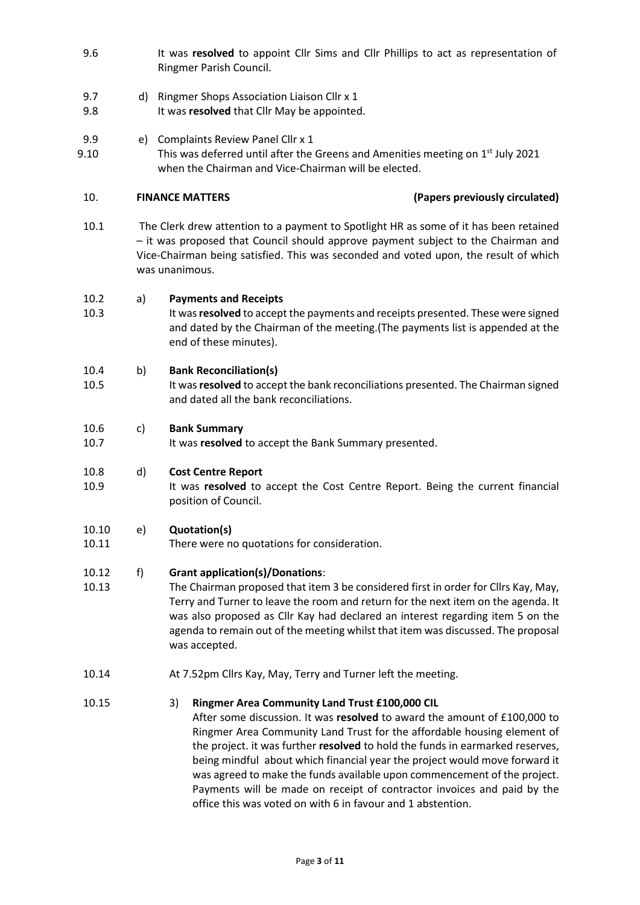9.6 It was **resolved** to appoint Cllr Sims and Cllr Phillips to act as representation of Ringmer Parish Council.

9.7 d) Ringmer Shops Association Liaison Cllr x 1

9.8 It was **resolved** that Cllr May be appointed.

9.9 e) Complaints Review Panel Cllr x 1

9.10 This was deferred until after the Greens and Amenities meeting on 1st July 2021 when the Chairman and Vice-Chairman will be elected.

## 10. FINANCE MATTERS (Papers previously circulated)

10.1 The Clerk drew attention to a payment to Spotlight HR as some of it has been retained – it was proposed that Council should approve payment subject to the Chairman and Vice-Chairman being satisfied. This was seconded and voted upon, the result of which was unanimous.

10.2 a) **Payments and Receipts**

10.3 It was **resolved** to accept the payments and receipts presented. These were signed and dated by the Chairman of the meeting.(The payments list is appended at the end of these minutes).

10.4 b) **Bank Reconciliation(s)**

10.5 It was **resolved** to accept the bank reconciliations presented. The Chairman signed and dated all the bank reconciliations.

10.6 c) **Bank Summary**

10.7 It was **resolved** to accept the Bank Summary presented.

10.8 d) **Cost Centre Report**

10.9 It was **resolved** to accept the Cost Centre Report. Being the current financial position of Council.

10.10 e) **Quotation(s)**

10.11 There were no quotations for consideration.

10.12 f) **Grant application(s)/Donations**:

10.13 The Chairman proposed that item 3 be considered first in order for Cllrs Kay, May, Terry and Turner to leave the room and return for the next item on the agenda. It was also proposed as Cllr Kay had declared an interest regarding item 5 on the agenda to remain out of the meeting whilst that item was discussed. The proposal was accepted.

10.14 At 7.52pm Cllrs Kay, May, Terry and Turner left the meeting.

10.15 3) **Ringmer Area Community Land Trust £100,000 CIL**

After some discussion. It was **resolved** to award the amount of £100,000 to Ringmer Area Community Land Trust for the affordable housing element of the project. it was further **resolved** to hold the funds in earmarked reserves, being mindful about which financial year the project would move forward it was agreed to make the funds available upon commencement of the project. Payments will be made on receipt of contractor invoices and paid by the office this was voted on with 6 in favour and 1 abstention.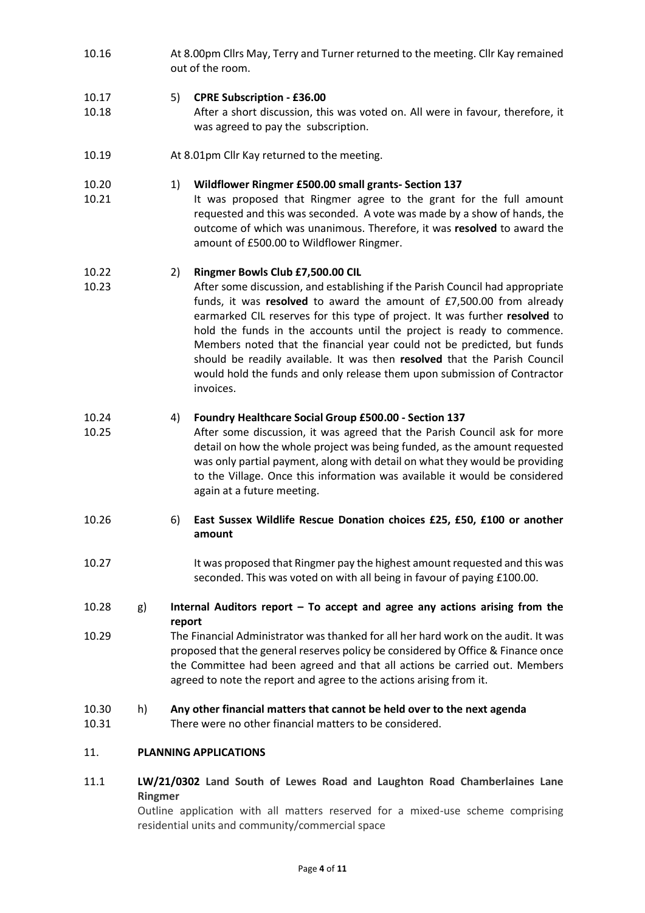10.16 At 8.00pm Cllrs May, Terry and Turner returned to the meeting. Cllr Kay remained out of the room.

10.17 5) **CPRE Subscription - £36.00**

10.18 After a short discussion, this was voted on. All were in favour, therefore, it was agreed to pay the subscription.

10.19 At 8.01pm Cllr Kay returned to the meeting.

10.20 1) **Wildflower Ringmer £500.00 small grants- Section 137**

10.21 It was proposed that Ringmer agree to the grant for the full amount requested and this was seconded. A vote was made by a show of hands, the outcome of which was unanimous. Therefore, it was **resolved** to award the amount of £500.00 to Wildflower Ringmer.

10.22 2) **Ringmer Bowls Club £7,500.00 CIL**

10.23 After some discussion, and establishing if the Parish Council had appropriate funds, it was **resolved** to award the amount of £7,500.00 from already earmarked CIL reserves for this type of project. It was further **resolved** to hold the funds in the accounts until the project is ready to commence. Members noted that the financial year could not be predicted, but funds should be readily available. It was then **resolved** that the Parish Council would hold the funds and only release them upon submission of Contractor invoices.

10.24 4) **Foundry Healthcare Social Group £500.00 - Section 137**

10.25 After some discussion, it was agreed that the Parish Council ask for more detail on how the whole project was being funded, as the amount requested was only partial payment, along with detail on what they would be providing to the Village. Once this information was available it would be considered again at a future meeting.

10.26 6) **East Sussex Wildlife Rescue Donation choices £25, £50, £100 or another amount**

10.27 It was proposed that Ringmer pay the highest amount requested and this was seconded. This was voted on with all being in favour of paying £100.00.

10.28 g) **Internal Auditors report – To accept and agree any actions arising from the report**

10.29 The Financial Administrator was thanked for all her hard work on the audit. It was proposed that the general reserves policy be considered by Office & Finance once the Committee had been agreed and that all actions be carried out. Members agreed to note the report and agree to the actions arising from it.

10.30 h) **Any other financial matters that cannot be held over to the next agenda**

10.31 There were no other financial matters to be considered.

## 11. PLANNING APPLICATIONS

11.1 **LW/21/0302 Land South of Lewes Road and Laughton Road Chamberlaines Lane Ringmer**

Outline application with all matters reserved for a mixed-use scheme comprising residential units and community/commercial space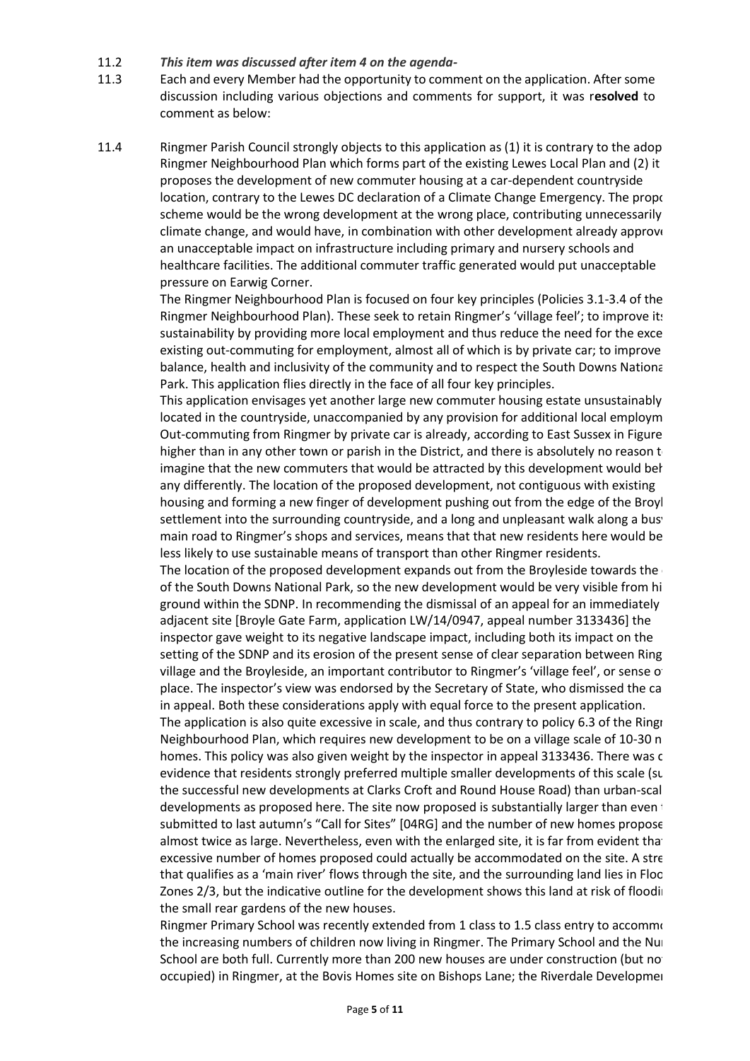11.2 *This item was discussed after item 4 on the agenda-*

11.3 Each and every Member had the opportunity to comment on the application. After some discussion including various objections and comments for support, it was r**esolved** to comment as below:

11.4 Ringmer Parish Council strongly objects to this application as (1) it is contrary to the adop Ringmer Neighbourhood Plan which forms part of the existing Lewes Local Plan and (2) it proposes the development of new commuter housing at a car-dependent countryside location, contrary to the Lewes DC declaration of a Climate Change Emergency. The propo scheme would be the wrong development at the wrong place, contributing unnecessarily climate change, and would have, in combination with other development already approve an unacceptable impact on infrastructure including primary and nursery schools and healthcare facilities. The additional commuter traffic generated would put unacceptable pressure on Earwig Corner.

The Ringmer Neighbourhood Plan is focused on four key principles (Policies 3.1-3.4 of the Ringmer Neighbourhood Plan). These seek to retain Ringmer's 'village feel'; to improve its sustainability by providing more local employment and thus reduce the need for the exce existing out-commuting for employment, almost all of which is by private car; to improve balance, health and inclusivity of the community and to respect the South Downs Nationa Park. This application flies directly in the face of all four key principles.

This application envisages yet another large new commuter housing estate unsustainably located in the countryside, unaccompanied by any provision for additional local employm Out-commuting from Ringmer by private car is already, according to East Sussex in Figure higher than in any other town or parish in the District, and there is absolutely no reason t imagine that the new commuters that would be attracted by this development would beh any differently. The location of the proposed development, not contiguous with existing housing and forming a new finger of development pushing out from the edge of the Broyl settlement into the surrounding countryside, and a long and unpleasant walk along a busy main road to Ringmer's shops and services, means that that new residents here would be less likely to use sustainable means of transport than other Ringmer residents.

The location of the proposed development expands out from the Broyleside towards the of the South Downs National Park, so the new development would be very visible from hi ground within the SDNP. In recommending the dismissal of an appeal for an immediately adjacent site [Broyle Gate Farm, application LW/14/0947, appeal number 3133436] the inspector gave weight to its negative landscape impact, including both its impact on the setting of the SDNP and its erosion of the present sense of clear separation between Ring village and the Broyleside, an important contributor to Ringmer's 'village feel', or sense of place. The inspector's view was endorsed by the Secretary of State, who dismissed the ca in appeal. Both these considerations apply with equal force to the present application.

The application is also quite excessive in scale, and thus contrary to policy 6.3 of the Ringr Neighbourhood Plan, which requires new development to be on a village scale of 10-30 n homes. This policy was also given weight by the inspector in appeal 3133436. There was c evidence that residents strongly preferred multiple smaller developments of this scale (su the successful new developments at Clarks Croft and Round House Road) than urban-scal developments as proposed here. The site now proposed is substantially larger than even submitted to last autumn's "Call for Sites" [04RG] and the number of new homes propose almost twice as large. Nevertheless, even with the enlarged site, it is far from evident tha excessive number of homes proposed could actually be accommodated on the site. A stre that qualifies as a 'main river' flows through the site, and the surrounding land lies in Floo Zones 2/3, but the indicative outline for the development shows this land at risk of floodi the small rear gardens of the new houses.

Ringmer Primary School was recently extended from 1 class to 1.5 class entry to accomm the increasing numbers of children now living in Ringmer. The Primary School and the Nu School are both full. Currently more than 200 new houses are under construction (but no occupied) in Ringmer, at the Bovis Homes site on Bishops Lane; the Riverdale Developme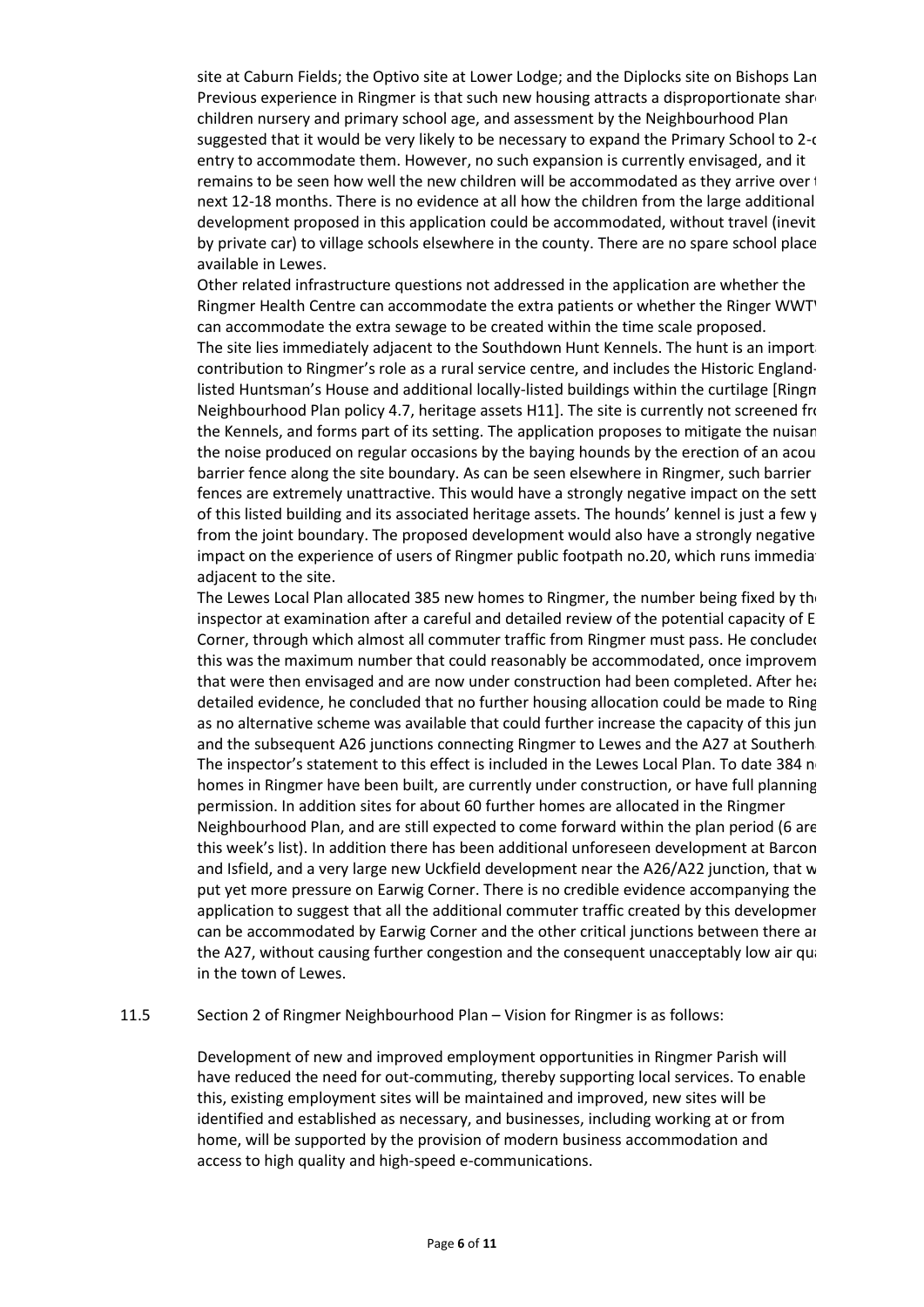site at Caburn Fields; the Optivo site at Lower Lodge; and the Diplocks site on Bishops Lan
Previous experience in Ringmer is that such new housing attracts a disproportionate shar
children nursery and primary school age, and assessment by the Neighbourhood Plan
suggested that it would be very likely to be necessary to expand the Primary School to 2-
entry to accommodate them. However, no such expansion is currently envisaged, and it
remains to be seen how well the new children will be accommodated as they arrive over
next 12-18 months. There is no evidence at all how the children from the large additional
development proposed in this application could be accommodated, without travel (inevit
by private car) to village schools elsewhere in the county. There are no spare school place
available in Lewes.

Other related infrastructure questions not addressed in the application are whether the
Ringmer Health Centre can accommodate the extra patients or whether the Ringer WWT
can accommodate the extra sewage to be created within the time scale proposed.

The site lies immediately adjacent to the Southdown Hunt Kennels. The hunt is an import
contribution to Ringmer's role as a rural service centre, and includes the Historic England-
listed Huntsman's House and additional locally-listed buildings within the curtilage [Ringm
Neighbourhood Plan policy 4.7, heritage assets H11]. The site is currently not screened fr
the Kennels, and forms part of its setting. The application proposes to mitigate the nuisan
the noise produced on regular occasions by the baying hounds by the erection of an acou
barrier fence along the site boundary. As can be seen elsewhere in Ringmer, such barrier
fences are extremely unattractive. This would have a strongly negative impact on the sett
of this listed building and its associated heritage assets. The hounds' kennel is just a few y
from the joint boundary. The proposed development would also have a strongly negative
impact on the experience of users of Ringmer public footpath no.20, which runs immedia
adjacent to the site.

The Lewes Local Plan allocated 385 new homes to Ringmer, the number being fixed by th
inspector at examination after a careful and detailed review of the potential capacity of E
Corner, through which almost all commuter traffic from Ringmer must pass. He conclude
this was the maximum number that could reasonably be accommodated, once improvem
that were then envisaged and are now under construction had been completed. After he
detailed evidence, he concluded that no further housing allocation could be made to Ring
as no alternative scheme was available that could further increase the capacity of this jun
and the subsequent A26 junctions connecting Ringmer to Lewes and the A27 at Southerh
The inspector's statement to this effect is included in the Lewes Local Plan. To date 384 n
homes in Ringmer have been built, are currently under construction, or have full planning
permission. In addition sites for about 60 further homes are allocated in the Ringmer
Neighbourhood Plan, and are still expected to come forward within the plan period (6 are
this week's list). In addition there has been additional unforeseen development at Barcon
and Isfield, and a very large new Uckfield development near the A26/A22 junction, that w
put yet more pressure on Earwig Corner. There is no credible evidence accompanying the
application to suggest that all the additional commuter traffic created by this developmen
can be accommodated by Earwig Corner and the other critical junctions between there a
the A27, without causing further congestion and the consequent unacceptably low air qu
in the town of Lewes.

11.5 Section 2 of Ringmer Neighbourhood Plan – Vision for Ringmer is as follows:

Development of new and improved employment opportunities in Ringmer Parish will have reduced the need for out-commuting, thereby supporting local services. To enable this, existing employment sites will be maintained and improved, new sites will be identified and established as necessary, and businesses, including working at or from home, will be supported by the provision of modern business accommodation and access to high quality and high-speed e-communications.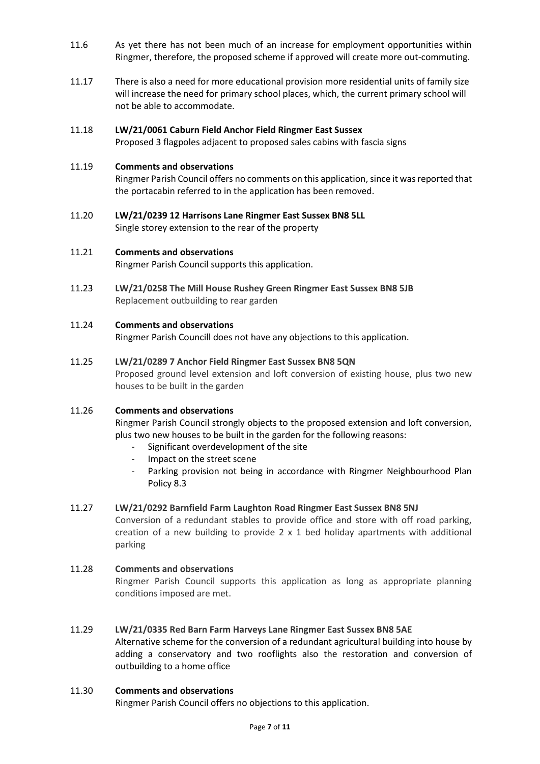11.6 As yet there has not been much of an increase for employment opportunities within Ringmer, therefore, the proposed scheme if approved will create more out-commuting.

11.17 There is also a need for more educational provision more residential units of family size will increase the need for primary school places, which, the current primary school will not be able to accommodate.

11.18 **LW/21/0061 Caburn Field Anchor Field Ringmer East Sussex**
Proposed 3 flagpoles adjacent to proposed sales cabins with fascia signs

11.19 **Comments and observations**
Ringmer Parish Council offers no comments on this application, since it was reported that the portacabin referred to in the application has been removed.

11.20 **LW/21/0239 12 Harrisons Lane Ringmer East Sussex BN8 5LL**
Single storey extension to the rear of the property

11.21 **Comments and observations**
Ringmer Parish Council supports this application.

11.23 **LW/21/0258 The Mill House Rushey Green Ringmer East Sussex BN8 5JB**
Replacement outbuilding to rear garden

11.24 **Comments and observations**
Ringmer Parish Councill does not have any objections to this application.

11.25 **LW/21/0289 7 Anchor Field Ringmer East Sussex BN8 5QN**
Proposed ground level extension and loft conversion of existing house, plus two new houses to be built in the garden

11.26 **Comments and observations**
Ringmer Parish Council strongly objects to the proposed extension and loft conversion, plus two new houses to be built in the garden for the following reasons:

- Significant overdevelopment of the site
- Impact on the street scene
- Parking provision not being in accordance with Ringmer Neighbourhood Plan Policy 8.3

11.27 **LW/21/0292 Barnfield Farm Laughton Road Ringmer East Sussex BN8 5NJ**
Conversion of a redundant stables to provide office and store with off road parking, creation of a new building to provide 2 x 1 bed holiday apartments with additional parking

11.28 **Comments and observations**
Ringmer Parish Council supports this application as long as appropriate planning conditions imposed are met.

11.29 **LW/21/0335 Red Barn Farm Harveys Lane Ringmer East Sussex BN8 5AE**
Alternative scheme for the conversion of a redundant agricultural building into house by adding a conservatory and two rooflights also the restoration and conversion of outbuilding to a home office

11.30 **Comments and observations**
Ringmer Parish Council offers no objections to this application.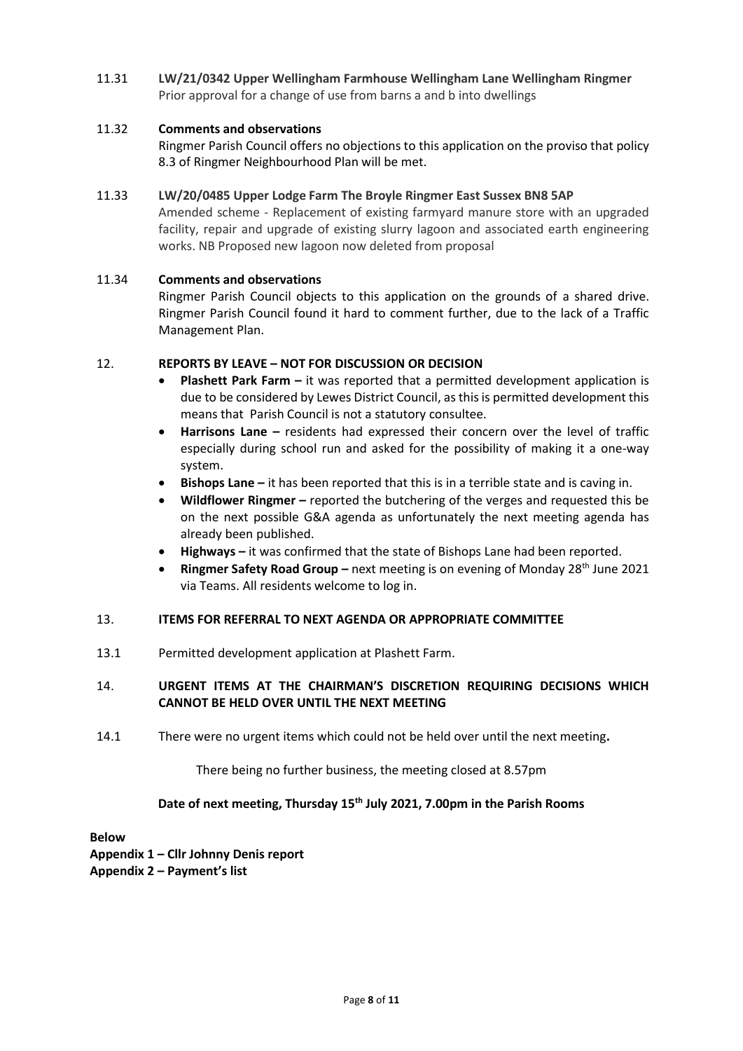11.31 **LW/21/0342 Upper Wellingham Farmhouse Wellingham Lane Wellingham Ringmer**
Prior approval for a change of use from barns a and b into dwellings

11.32 **Comments and observations**
Ringmer Parish Council offers no objections to this application on the proviso that policy 8.3 of Ringmer Neighbourhood Plan will be met.

11.33 **LW/20/0485 Upper Lodge Farm The Broyle Ringmer East Sussex BN8 5AP**
Amended scheme - Replacement of existing farmyard manure store with an upgraded facility, repair and upgrade of existing slurry lagoon and associated earth engineering works. NB Proposed new lagoon now deleted from proposal

11.34 **Comments and observations**
Ringmer Parish Council objects to this application on the grounds of a shared drive. Ringmer Parish Council found it hard to comment further, due to the lack of a Traffic Management Plan.

## 12. REPORTS BY LEAVE – NOT FOR DISCUSSION OR DECISION

- **Plashett Park Farm –** it was reported that a permitted development application is due to be considered by Lewes District Council, as this is permitted development this means that Parish Council is not a statutory consultee.
- **Harrisons Lane –** residents had expressed their concern over the level of traffic especially during school run and asked for the possibility of making it a one-way system.
- **Bishops Lane –** it has been reported that this is in a terrible state and is caving in.
- **Wildflower Ringmer –** reported the butchering of the verges and requested this be on the next possible G&A agenda as unfortunately the next meeting agenda has already been published.
- **Highways –** it was confirmed that the state of Bishops Lane had been reported.
- **Ringmer Safety Road Group –** next meeting is on evening of Monday 28th June 2021 via Teams. All residents welcome to log in.

## 13. ITEMS FOR REFERRAL TO NEXT AGENDA OR APPROPRIATE COMMITTEE

13.1 Permitted development application at Plashett Farm.

## 14. URGENT ITEMS AT THE CHAIRMAN'S DISCRETION REQUIRING DECISIONS WHICH CANNOT BE HELD OVER UNTIL THE NEXT MEETING

14.1 There were no urgent items which could not be held over until the next meeting**.**

There being no further business, the meeting closed at 8.57pm

**Date of next meeting, Thursday 15th July 2021, 7.00pm in the Parish Rooms**

**Below**
**Appendix 1 – Cllr Johnny Denis report**
**Appendix 2 – Payment's list**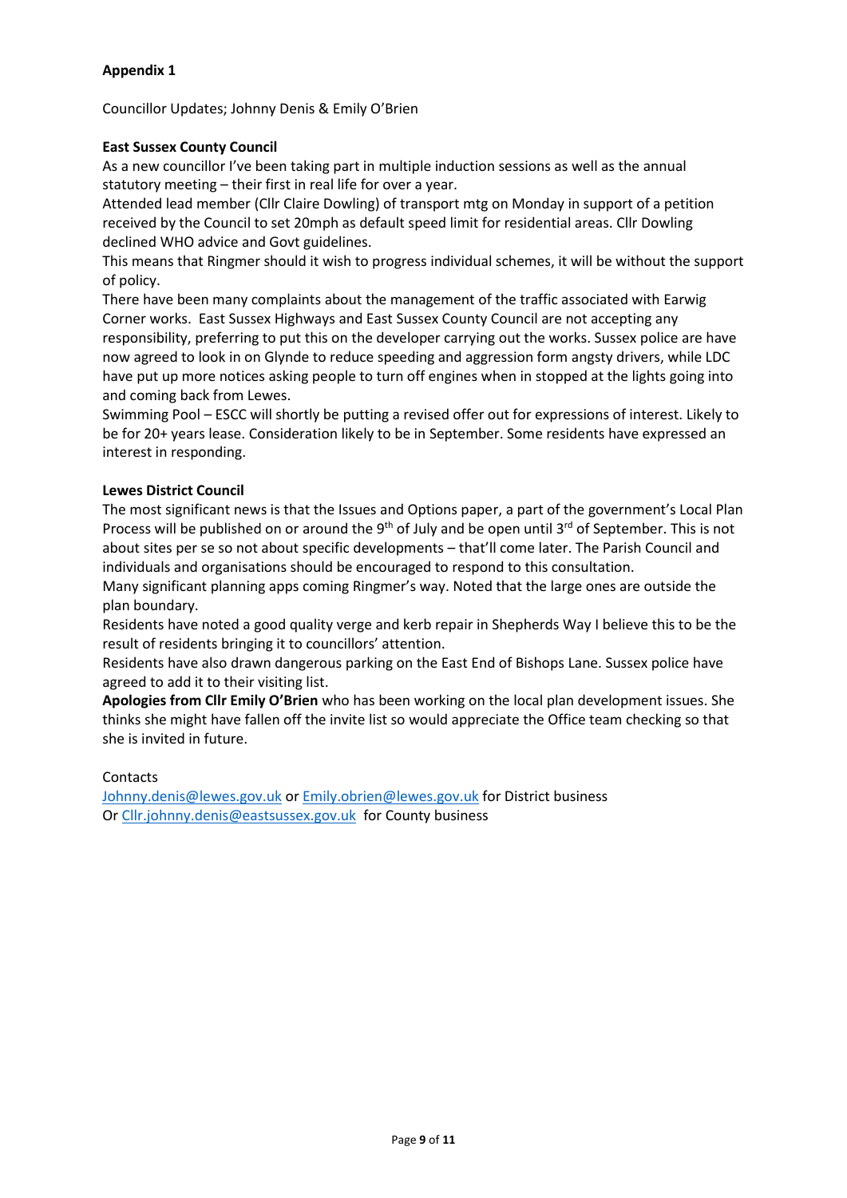**Appendix 1**

Councillor Updates; Johnny Denis & Emily O'Brien

**East Sussex County Council**

As a new councillor I've been taking part in multiple induction sessions as well as the annual statutory meeting – their first in real life for over a year.

Attended lead member (Cllr Claire Dowling) of transport mtg on Monday in support of a petition received by the Council to set 20mph as default speed limit for residential areas. Cllr Dowling declined WHO advice and Govt guidelines.

This means that Ringmer should it wish to progress individual schemes, it will be without the support of policy.

There have been many complaints about the management of the traffic associated with Earwig Corner works. East Sussex Highways and East Sussex County Council are not accepting any responsibility, preferring to put this on the developer carrying out the works. Sussex police are have now agreed to look in on Glynde to reduce speeding and aggression form angsty drivers, while LDC have put up more notices asking people to turn off engines when in stopped at the lights going into and coming back from Lewes.

Swimming Pool – ESCC will shortly be putting a revised offer out for expressions of interest. Likely to be for 20+ years lease. Consideration likely to be in September. Some residents have expressed an interest in responding.

**Lewes District Council**

The most significant news is that the Issues and Options paper, a part of the government's Local Plan Process will be published on or around the 9th of July and be open until 3rd of September. This is not about sites per se so not about specific developments – that'll come later. The Parish Council and individuals and organisations should be encouraged to respond to this consultation.

Many significant planning apps coming Ringmer's way. Noted that the large ones are outside the plan boundary.

Residents have noted a good quality verge and kerb repair in Shepherds Way I believe this to be the result of residents bringing it to councillors' attention.

Residents have also drawn dangerous parking on the East End of Bishops Lane. Sussex police have agreed to add it to their visiting list.

**Apologies from Cllr Emily O'Brien** who has been working on the local plan development issues. She thinks she might have fallen off the invite list so would appreciate the Office team checking so that she is invited in future.

Contacts

Johnny.denis@lewes.gov.uk or Emily.obrien@lewes.gov.uk for District business

Or Cllr.johnny.denis@eastsussex.gov.uk for County business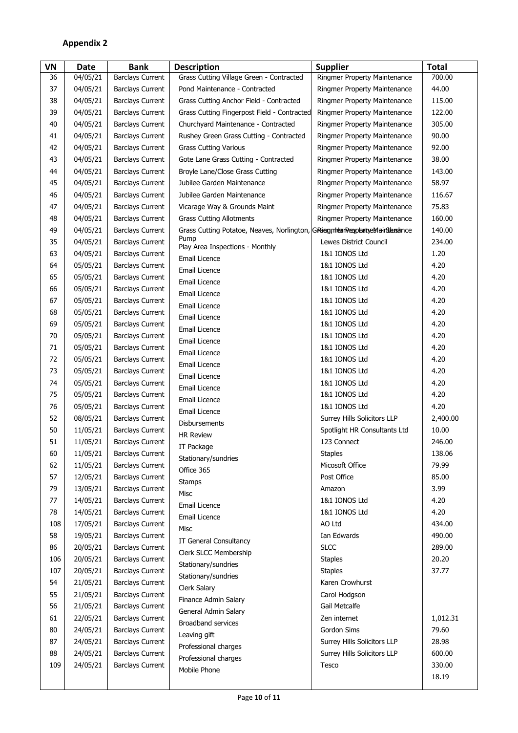## Appendix 2

| VN | Date | Bank | Description | Supplier | Total |
|---|---|---|---|---|---|
| 36 | 04/05/21 | Barclays Current | Grass Cutting Village Green - Contracted | Ringmer Property Maintenance | 700.00 |
| 37 | 04/05/21 | Barclays Current | Pond Maintenance - Contracted | Ringmer Property Maintenance | 44.00 |
| 38 | 04/05/21 | Barclays Current | Grass Cutting Anchor Field - Contracted | Ringmer Property Maintenance | 115.00 |
| 39 | 04/05/21 | Barclays Current | Grass Cutting Fingerpost Field - Contracted | Ringmer Property Maintenance | 122.00 |
| 40 | 04/05/21 | Barclays Current | Churchyard Maintenance - Contracted | Ringmer Property Maintenance | 305.00 |
| 41 | 04/05/21 | Barclays Current | Rushey Green Grass Cutting - Contracted | Ringmer Property Maintenance | 90.00 |
| 42 | 04/05/21 | Barclays Current | Grass Cutting Various | Ringmer Property Maintenance | 92.00 |
| 43 | 04/05/21 | Barclays Current | Gote Lane Grass Cutting - Contracted | Ringmer Property Maintenance | 38.00 |
| 44 | 04/05/21 | Barclays Current | Broyle Lane/Close Grass Cutting | Ringmer Property Maintenance | 143.00 |
| 45 | 04/05/21 | Barclays Current | Jubilee Garden Maintenance | Ringmer Property Maintenance | 58.97 |
| 46 | 04/05/21 | Barclays Current | Jubilee Garden Maintenance | Ringmer Property Maintenance | 116.67 |
| 47 | 04/05/21 | Barclays Current | Vicarage Way & Grounds Maint | Ringmer Property Maintenance | 75.83 |
| 48 | 04/05/21 | Barclays Current | Grass Cutting Allotments | Ringmer Property Maintenance | 160.00 |
| 49 | 04/05/21 | Barclays Current | Grass Cutting Potatoe, Neaves, Norlington, Green Lane Pump | Ringmer Property Maintenance | 140.00 |
| 35 | 04/05/21 | Barclays Current | Play Area Inspections - Monthly | Lewes District Council | 234.00 |
| 63 | 04/05/21 | Barclays Current | Email Licence | 1&1 IONOS Ltd | 1.20 |
| 64 | 05/05/21 | Barclays Current | Email Licence | 1&1 IONOS Ltd | 4.20 |
| 65 | 05/05/21 | Barclays Current | Email Licence | 1&1 IONOS Ltd | 4.20 |
| 66 | 05/05/21 | Barclays Current | Email Licence | 1&1 IONOS Ltd | 4.20 |
| 67 | 05/05/21 | Barclays Current | Email Licence | 1&1 IONOS Ltd | 4.20 |
| 68 | 05/05/21 | Barclays Current | Email Licence | 1&1 IONOS Ltd | 4.20 |
| 69 | 05/05/21 | Barclays Current | Email Licence | 1&1 IONOS Ltd | 4.20 |
| 70 | 05/05/21 | Barclays Current | Email Licence | 1&1 IONOS Ltd | 4.20 |
| 71 | 05/05/21 | Barclays Current | Email Licence | 1&1 IONOS Ltd | 4.20 |
| 72 | 05/05/21 | Barclays Current | Email Licence | 1&1 IONOS Ltd | 4.20 |
| 73 | 05/05/21 | Barclays Current | Email Licence | 1&1 IONOS Ltd | 4.20 |
| 74 | 05/05/21 | Barclays Current | Email Licence | 1&1 IONOS Ltd | 4.20 |
| 75 | 05/05/21 | Barclays Current | Email Licence | 1&1 IONOS Ltd | 4.20 |
| 76 | 05/05/21 | Barclays Current | Email Licence | 1&1 IONOS Ltd | 4.20 |
| 52 | 08/05/21 | Barclays Current | Disbursements | Surrey Hills Solicitors LLP | 2,400.00 |
| 50 | 11/05/21 | Barclays Current | HR Review | Spotlight HR Consultants Ltd | 10.00 |
| 51 | 11/05/21 | Barclays Current | IT Package | 123 Connect | 246.00 |
| 60 | 11/05/21 | Barclays Current | Stationary/sundries | Staples | 138.06 |
| 62 | 11/05/21 | Barclays Current | Office 365 | Micosoft Office | 79.99 |
| 57 | 12/05/21 | Barclays Current | Stamps | Post Office | 85.00 |
| 79 | 13/05/21 | Barclays Current | Misc | Amazon | 3.99 |
| 77 | 14/05/21 | Barclays Current | Email Licence | 1&1 IONOS Ltd | 4.20 |
| 78 | 14/05/21 | Barclays Current | Email Licence | 1&1 IONOS Ltd | 4.20 |
| 108 | 17/05/21 | Barclays Current | Misc | AO Ltd | 434.00 |
| 58 | 19/05/21 | Barclays Current | IT General Consultancy | Ian Edwards | 490.00 |
| 86 | 20/05/21 | Barclays Current | Clerk SLCC Membership | SLCC | 289.00 |
| 106 | 20/05/21 | Barclays Current | Stationary/sundries | Staples | 20.20 |
| 107 | 20/05/21 | Barclays Current | Stationary/sundries | Staples | 37.77 |
| 54 | 21/05/21 | Barclays Current | Clerk Salary | Karen Crowhurst | |
| 55 | 21/05/21 | Barclays Current | Finance Admin Salary | Carol Hodgson | |
| 56 | 21/05/21 | Barclays Current | General Admin Salary | Gail Metcalfe | |
| 61 | 22/05/21 | Barclays Current | Broadband services | Zen internet | 1,012.31 |
| 80 | 24/05/21 | Barclays Current | Leaving gift | Gordon Sims | 79.60 |
| 87 | 24/05/21 | Barclays Current | Professional charges | Surrey Hills Solicitors LLP | 28.98 |
| 88 | 24/05/21 | Barclays Current | Professional charges | Surrey Hills Solicitors LLP | 600.00 |
| 109 | 24/05/21 | Barclays Current | Mobile Phone | Tesco | 330.00 |
| | | | | | 18.19 |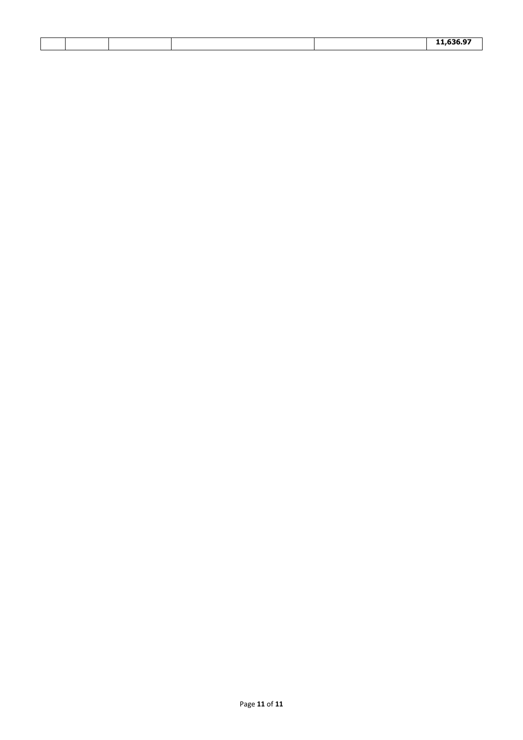| | | | | | |
|---|---|---|---|---|---|
| | | | | | **11,636.97** |